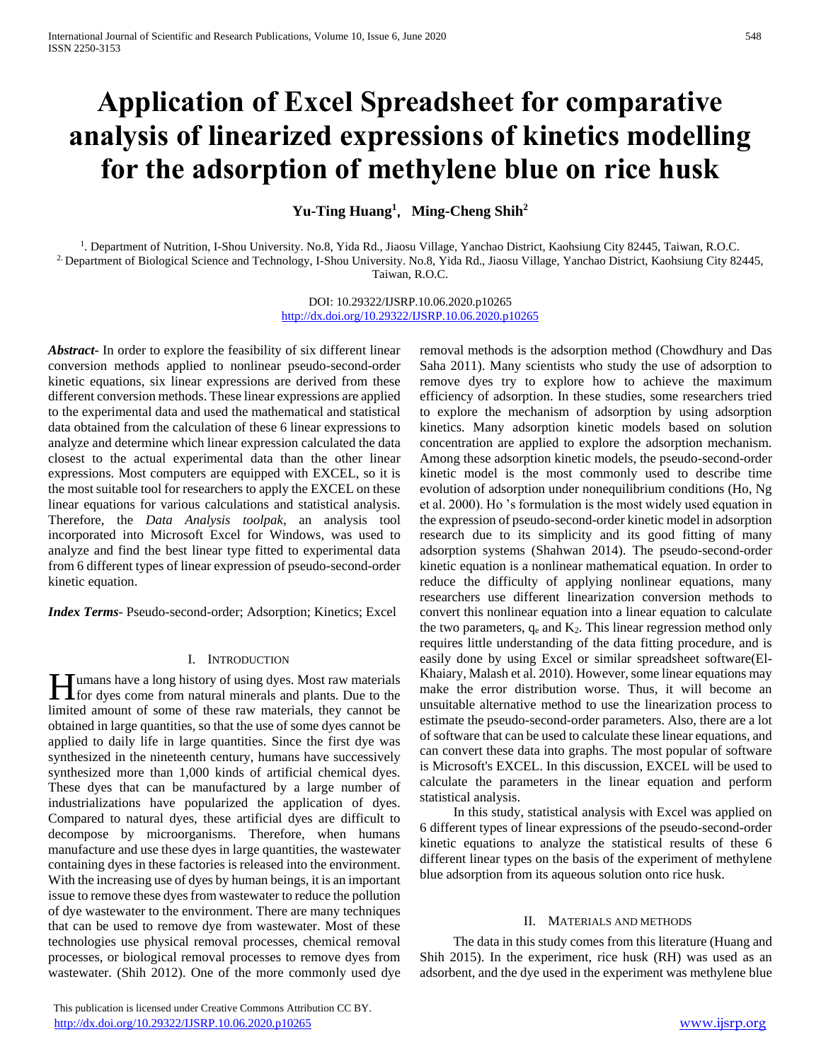# Application of Excel Spreadsheet for comparative analysis of linearized expressions of kinetics modelling for the adsorption of methylene blue on rice husk

**Yu-Ting Huang[1], Ming-Cheng Shih[2]**

[1]. Department of Nutrition, I-Shou University. No.8, Yida Rd., Jiaosu Village, Yanchao District, Kaohsiung City 82445, Taiwan, R.O.C.
[2]. Department of Biological Science and Technology, I-Shou University. No.8, Yida Rd., Jiaosu Village, Yanchao District, Kaohsiung City 82445, Taiwan, R.O.C.

DOI: 10.29322/IJSRP.10.06.2020.p10265
http://dx.doi.org/10.29322/IJSRP.10.06.2020.p10265

***Abstract***- In order to explore the feasibility of six different linear conversion methods applied to nonlinear pseudo-second-order kinetic equations, six linear expressions are derived from these different conversion methods. These linear expressions are applied to the experimental data and used the mathematical and statistical data obtained from the calculation of these 6 linear expressions to analyze and determine which linear expression calculated the data closest to the actual experimental data than the other linear expressions. Most computers are equipped with EXCEL, so it is the most suitable tool for researchers to apply the EXCEL on these linear equations for various calculations and statistical analysis. Therefore, the *Data Analysis toolpak*, an analysis tool incorporated into Microsoft Excel for Windows, was used to analyze and find the best linear type fitted to experimental data from 6 different types of linear expression of pseudo-second-order kinetic equation.

***Index Terms***- Pseudo-second-order; Adsorption; Kinetics; Excel

## I. INTRODUCTION

Humans have a long history of using dyes. Most raw materials for dyes come from natural minerals and plants. Due to the limited amount of some of these raw materials, they cannot be obtained in large quantities, so that the use of some dyes cannot be applied to daily life in large quantities. Since the first dye was synthesized in the nineteenth century, humans have successively synthesized more than 1,000 kinds of artificial chemical dyes. These dyes that can be manufactured by a large number of industrializations have popularized the application of dyes. Compared to natural dyes, these artificial dyes are difficult to decompose by microorganisms. Therefore, when humans manufacture and use these dyes in large quantities, the wastewater containing dyes in these factories is released into the environment. With the increasing use of dyes by human beings, it is an important issue to remove these dyes from wastewater to reduce the pollution of dye wastewater to the environment. There are many techniques that can be used to remove dye from wastewater. Most of these technologies use physical removal processes, chemical removal processes, or biological removal processes to remove dyes from wastewater. (Shih 2012). One of the more commonly used dye removal methods is the adsorption method (Chowdhury and Das Saha 2011). Many scientists who study the use of adsorption to remove dyes try to explore how to achieve the maximum efficiency of adsorption. In these studies, some researchers tried to explore the mechanism of adsorption by using adsorption kinetics. Many adsorption kinetic models based on solution concentration are applied to explore the adsorption mechanism. Among these adsorption kinetic models, the pseudo-second-order kinetic model is the most commonly used to describe time evolution of adsorption under nonequilibrium conditions (Ho, Ng et al. 2000). Ho 's formulation is the most widely used equation in the expression of pseudo-second-order kinetic model in adsorption research due to its simplicity and its good fitting of many adsorption systems (Shahwan 2014). The pseudo-second-order kinetic equation is a nonlinear mathematical equation. In order to reduce the difficulty of applying nonlinear equations, many researchers use different linearization conversion methods to convert this nonlinear equation into a linear equation to calculate the two parameters, $q_e$ and $K_2$. This linear regression method only requires little understanding of the data fitting procedure, and is easily done by using Excel or similar spreadsheet software(El-Khaiary, Malash et al. 2010). However, some linear equations may make the error distribution worse. Thus, it will become an unsuitable alternative method to use the linearization process to estimate the pseudo-second-order parameters. Also, there are a lot of software that can be used to calculate these linear equations, and can convert these data into graphs. The most popular of software is Microsoft's EXCEL. In this discussion, EXCEL will be used to calculate the parameters in the linear equation and perform statistical analysis.

In this study, statistical analysis with Excel was applied on 6 different types of linear expressions of the pseudo-second-order kinetic equations to analyze the statistical results of these 6 different linear types on the basis of the experiment of methylene blue adsorption from its aqueous solution onto rice husk.

## II. MATERIALS AND METHODS

The data in this study comes from this literature (Huang and Shih 2015). In the experiment, rice husk (RH) was used as an adsorbent, and the dye used in the experiment was methylene blue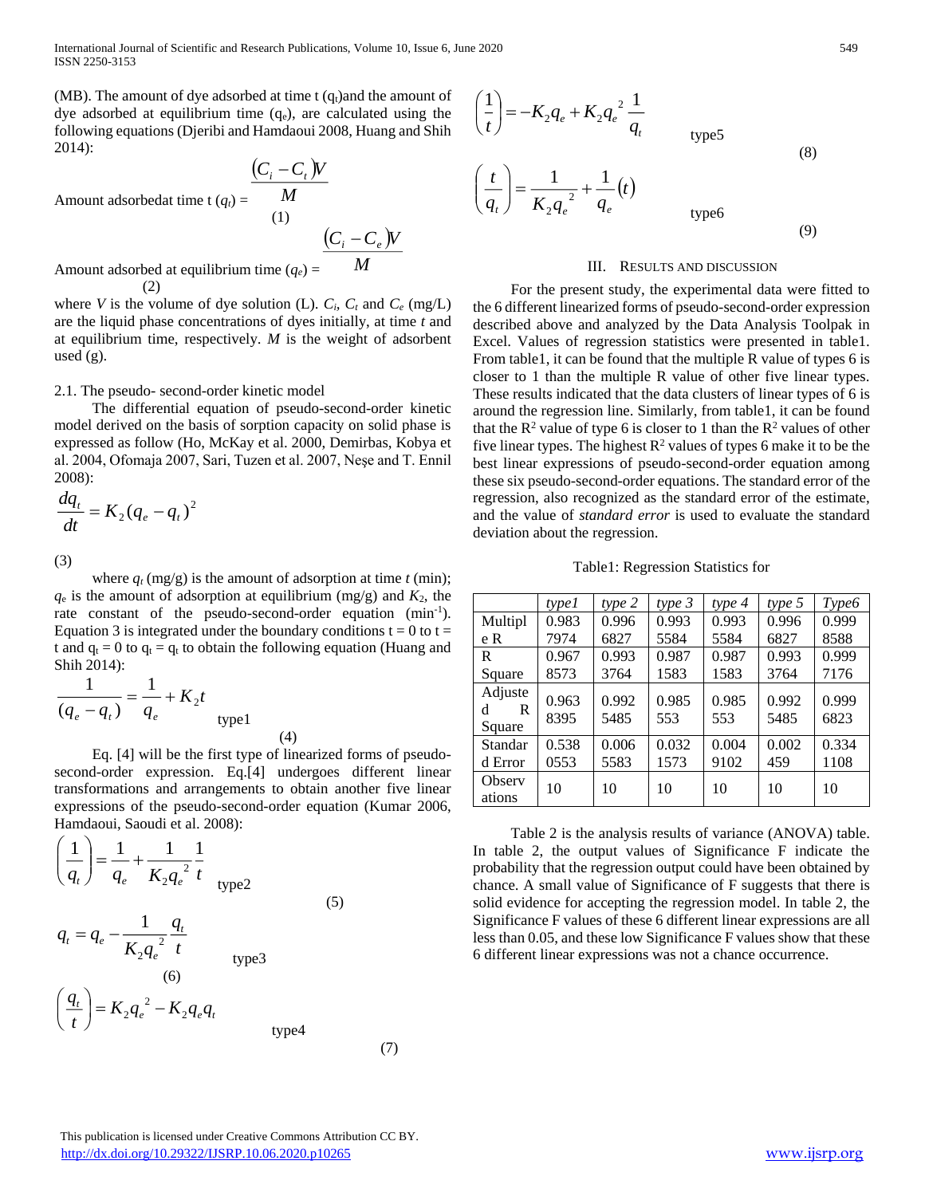(MB). The amount of dye adsorbed at time t ($q_t$)and the amount of dye adsorbed at equilibrium time ($q_e$), are calculated using the following equations (Djeribi and Hamdaoui 2008, Huang and Shih 2014):

Amount adsorbedat time t ($q_t$) = $$\frac{(C_i - C_t)V}{M} \quad (1)$$

Amount adsorbed at equilibrium time ($q_e$) = $$\frac{(C_i - C_e)V}{M} \quad (2)$$

where $V$ is the volume of dye solution (L). $C_i$, $C_t$ and $C_e$ (mg/L) are the liquid phase concentrations of dyes initially, at time $t$ and at equilibrium time, respectively. $M$ is the weight of adsorbent used (g).

2.1. The pseudo- second-order kinetic model

The differential equation of pseudo-second-order kinetic model derived on the basis of sorption capacity on solid phase is expressed as follow (Ho, McKay et al. 2000, Demirbas, Kobya et al. 2004, Ofomaja 2007, Sari, Tuzen et al. 2007, Neşe and T. Ennil 2008):

$$\frac{dq_t}{dt} = K_2(q_e - q_t)^2 \quad (3)$$

where $q_t$ (mg/g) is the amount of adsorption at time $t$ (min); $q_e$ is the amount of adsorption at equilibrium (mg/g) and $K_2$, the rate constant of the pseudo-second-order equation (min$^{-1}$). Equation 3 is integrated under the boundary conditions t = 0 to t = t and $q_t$ = 0 to $q_t$ = $q_t$ to obtain the following equation (Huang and Shih 2014):

$$\frac{1}{(q_e - q_t)} = \frac{1}{q_e} + K_2 t \quad \text{type1} \quad (4)$$

Eq. [4] will be the first type of linearized forms of pseudo-second-order expression. Eq.[4] undergoes different linear transformations and arrangements to obtain another five linear expressions of the pseudo-second-order equation (Kumar 2006, Hamdaoui, Saoudi et al. 2008):

$$\left(\frac{1}{q_t}\right) = \frac{1}{q_e} + \frac{1}{K_2 q_e^{\,2}} \frac{1}{t} \quad \text{type2} \quad (5)$$

$$q_t = q_e - \frac{1}{K_2 q_e^{\,2}} \frac{q_t}{t} \quad \text{type3} \quad (6)$$

$$\left(\frac{q_t}{t}\right) = K_2 q_e^{\,2} - K_2 q_e q_t \quad \text{type4} \quad (7)$$

$$\left(\frac{1}{t}\right) = -K_2 q_e + K_2 q_e^{\,2} \frac{1}{q_t} \quad \text{type5} \quad (8)$$

$$\left(\frac{t}{q_t}\right) = \frac{1}{K_2 q_e^{\,2}} + \frac{1}{q_e}(t) \quad \text{type6} \quad (9)$$

## III. Results and discussion

For the present study, the experimental data were fitted to the 6 different linearized forms of pseudo-second-order expression described above and analyzed by the Data Analysis Toolpak in Excel. Values of regression statistics were presented in table1. From table1, it can be found that the multiple R value of types 6 is closer to 1 than the multiple R value of other five linear types. These results indicated that the data clusters of linear types of 6 is around the regression line. Similarly, from table1, it can be found that the $R^2$ value of type 6 is closer to 1 than the $R^2$ values of other five linear types. The highest $R^2$ values of types 6 make it to be the best linear expressions of pseudo-second-order equation among these six pseudo-second-order equations. The standard error of the regression, also recognized as the standard error of the estimate, and the value of *standard error* is used to evaluate the standard deviation about the regression.

Table1: Regression Statistics for

| | *type1* | *type 2* | *type 3* | *type 4* | *type 5* | *Type6* |
|---|---|---|---|---|---|---|
| Multiple R | 0.9837974 | 0.9966827 | 0.9935584 | 0.9935584 | 0.9966827 | 0.9998588 |
| R Square | 0.9678573 | 0.9933764 | 0.9871583 | 0.9871583 | 0.9933764 | 0.9997176 |
| Adjusted R Square | 0.9638395 | 0.9925485 | 0.985553 | 0.985553 | 0.9925485 | 0.9996823 |
| Standard Error | 0.5380553 | 0.0065583 | 0.0321573 | 0.0049102 | 0.002459 | 0.3341108 |
| Observations | 10 | 10 | 10 | 10 | 10 | 10 |

Table 2 is the analysis results of variance (ANOVA) table. In table 2, the output values of Significance F indicate the probability that the regression output could have been obtained by chance. A small value of Significance of F suggests that there is solid evidence for accepting the regression model. In table 2, the Significance F values of these 6 different linear expressions are all less than 0.05, and these low Significance F values show that these 6 different linear expressions was not a chance occurrence.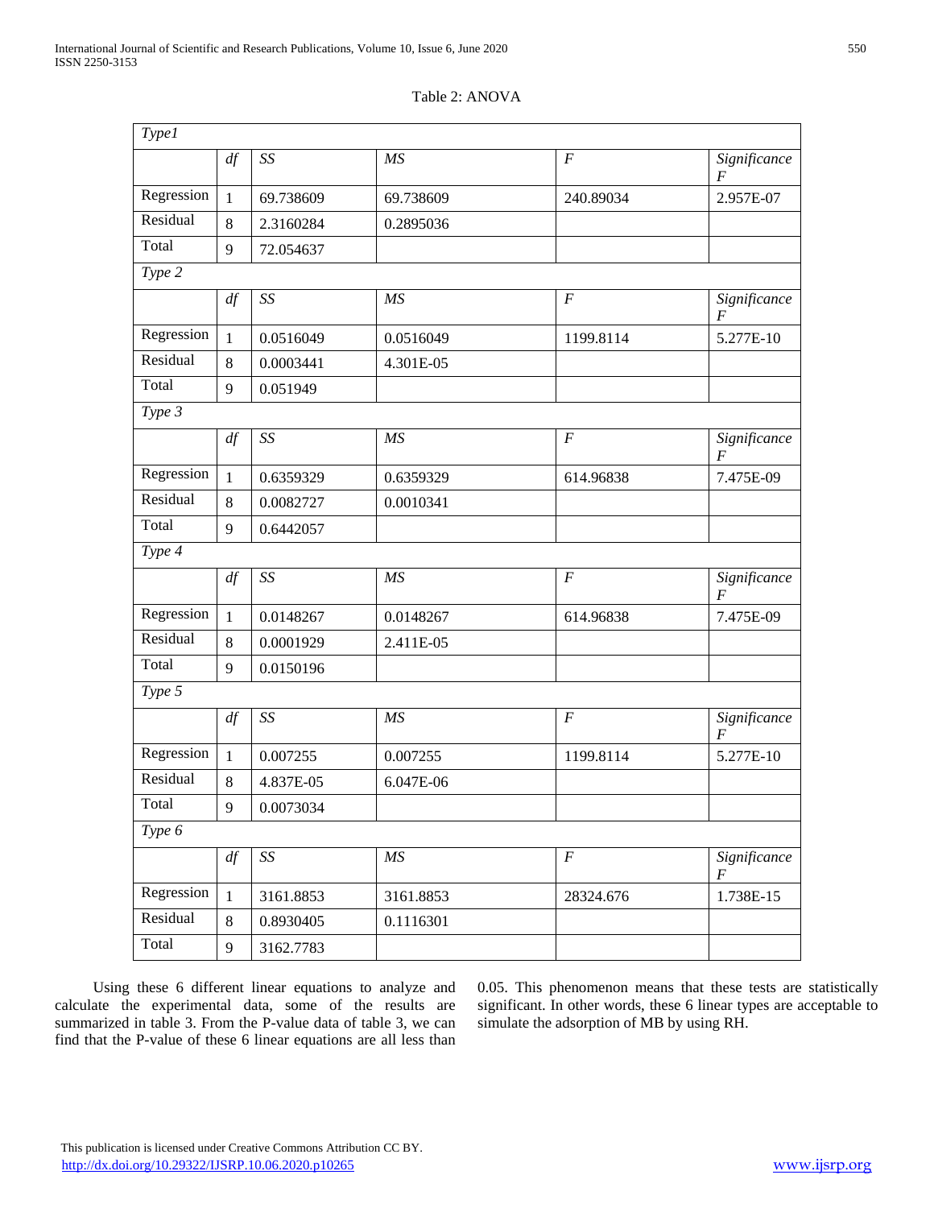Table 2: ANOVA

| *Type1* | | | | | |
|---|---|---|---|---|---|
| | *df* | *SS* | *MS* | *F* | *Significance F* |
| Regression | 1 | 69.738609 | 69.738609 | 240.89034 | 2.957E-07 |
| Residual | 8 | 2.3160284 | 0.2895036 | | |
| Total | 9 | 72.054637 | | | |
| *Type 2* | | | | | |
| | *df* | *SS* | *MS* | *F* | *Significance F* |
| Regression | 1 | 0.0516049 | 0.0516049 | 1199.8114 | 5.277E-10 |
| Residual | 8 | 0.0003441 | 4.301E-05 | | |
| Total | 9 | 0.051949 | | | |
| *Type 3* | | | | | |
| | *df* | *SS* | *MS* | *F* | *Significance F* |
| Regression | 1 | 0.6359329 | 0.6359329 | 614.96838 | 7.475E-09 |
| Residual | 8 | 0.0082727 | 0.0010341 | | |
| Total | 9 | 0.6442057 | | | |
| *Type 4* | | | | | |
| | *df* | *SS* | *MS* | *F* | *Significance F* |
| Regression | 1 | 0.0148267 | 0.0148267 | 614.96838 | 7.475E-09 |
| Residual | 8 | 0.0001929 | 2.411E-05 | | |
| Total | 9 | 0.0150196 | | | |
| *Type 5* | | | | | |
| | *df* | *SS* | *MS* | *F* | *Significance F* |
| Regression | 1 | 0.007255 | 0.007255 | 1199.8114 | 5.277E-10 |
| Residual | 8 | 4.837E-05 | 6.047E-06 | | |
| Total | 9 | 0.0073034 | | | |
| *Type 6* | | | | | |
| | *df* | *SS* | *MS* | *F* | *Significance F* |
| Regression | 1 | 3161.8853 | 3161.8853 | 28324.676 | 1.738E-15 |
| Residual | 8 | 0.8930405 | 0.1116301 | | |
| Total | 9 | 3162.7783 | | | |

Using these 6 different linear equations to analyze and calculate the experimental data, some of the results are summarized in table 3. From the P-value data of table 3, we can find that the P-value of these 6 linear equations are all less than 0.05. This phenomenon means that these tests are statistically significant. In other words, these 6 linear types are acceptable to simulate the adsorption of MB by using RH.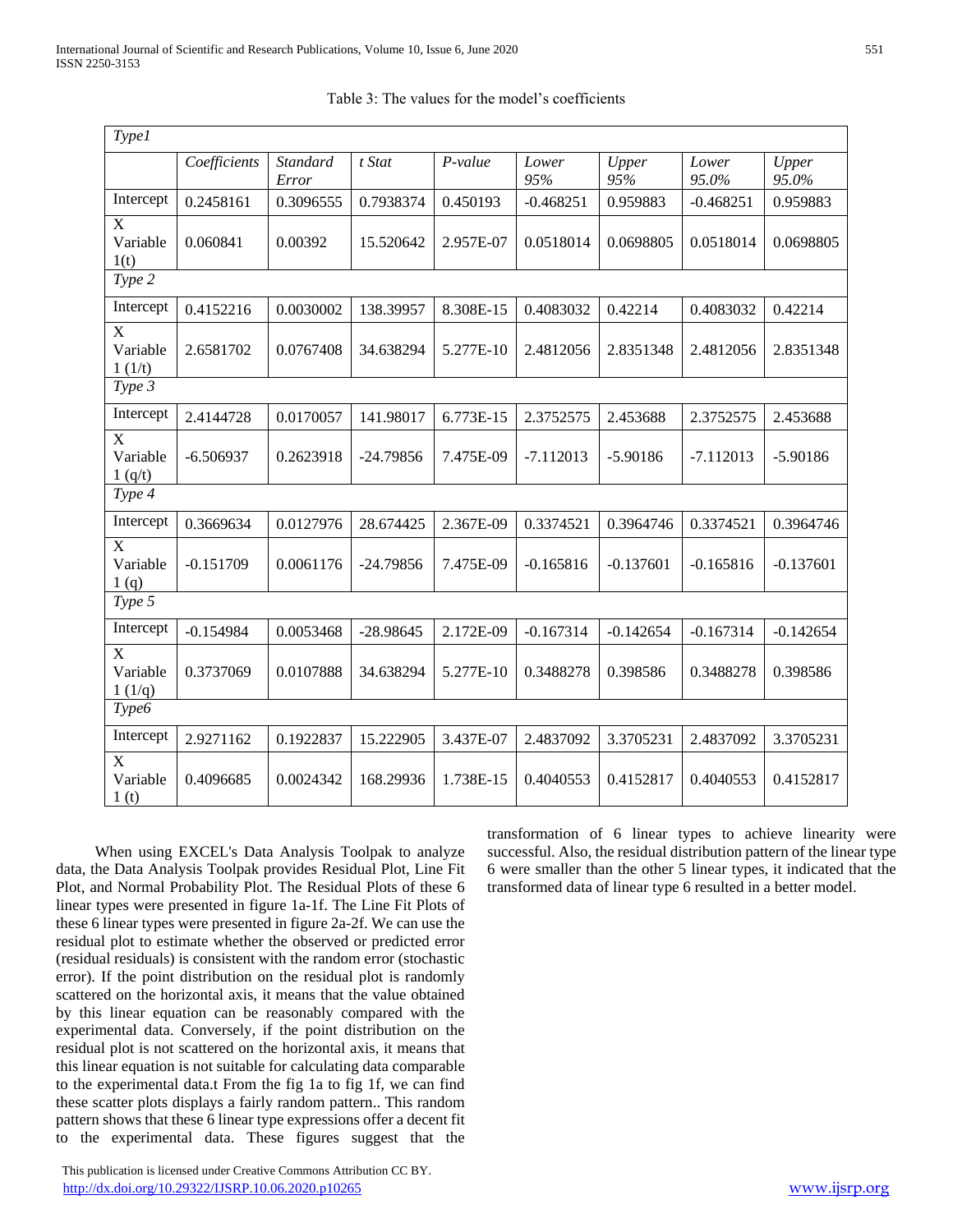Table 3: The values for the model's coefficients

| *Type1* | | | | | | | | |
|---|---|---|---|---|---|---|---|---|
| | *Coefficients* | *Standard Error* | *t Stat* | *P-value* | *Lower 95%* | *Upper 95%* | *Lower 95.0%* | *Upper 95.0%* |
| Intercept | 0.2458161 | 0.3096555 | 0.7938374 | 0.450193 | -0.468251 | 0.959883 | -0.468251 | 0.959883 |
| X Variable 1(t) | 0.060841 | 0.00392 | 15.520642 | 2.957E-07 | 0.0518014 | 0.0698805 | 0.0518014 | 0.0698805 |
| *Type 2* | | | | | | | | |
| Intercept | 0.4152216 | 0.0030002 | 138.39957 | 8.308E-15 | 0.4083032 | 0.42214 | 0.4083032 | 0.42214 |
| X Variable 1 (1/t) | 2.6581702 | 0.0767408 | 34.638294 | 5.277E-10 | 2.4812056 | 2.8351348 | 2.4812056 | 2.8351348 |
| *Type 3* | | | | | | | | |
| Intercept | 2.4144728 | 0.0170057 | 141.98017 | 6.773E-15 | 2.3752575 | 2.453688 | 2.3752575 | 2.453688 |
| X Variable 1 (q/t) | -6.506937 | 0.2623918 | -24.79856 | 7.475E-09 | -7.112013 | -5.90186 | -7.112013 | -5.90186 |
| *Type 4* | | | | | | | | |
| Intercept | 0.3669634 | 0.0127976 | 28.674425 | 2.367E-09 | 0.3374521 | 0.3964746 | 0.3374521 | 0.3964746 |
| X Variable 1 (q) | -0.151709 | 0.0061176 | -24.79856 | 7.475E-09 | -0.165816 | -0.137601 | -0.165816 | -0.137601 |
| *Type 5* | | | | | | | | |
| Intercept | -0.154984 | 0.0053468 | -28.98645 | 2.172E-09 | -0.167314 | -0.142654 | -0.167314 | -0.142654 |
| X Variable 1 (1/q) | 0.3737069 | 0.0107888 | 34.638294 | 5.277E-10 | 0.3488278 | 0.398586 | 0.3488278 | 0.398586 |
| *Type6* | | | | | | | | |
| Intercept | 2.9271162 | 0.1922837 | 15.222905 | 3.437E-07 | 2.4837092 | 3.3705231 | 2.4837092 | 3.3705231 |
| X Variable 1 (t) | 0.4096685 | 0.0024342 | 168.29936 | 1.738E-15 | 0.4040553 | 0.4152817 | 0.4040553 | 0.4152817 |

When using EXCEL's Data Analysis Toolpak to analyze data, the Data Analysis Toolpak provides Residual Plot, Line Fit Plot, and Normal Probability Plot. The Residual Plots of these 6 linear types were presented in figure 1a-1f. The Line Fit Plots of these 6 linear types were presented in figure 2a-2f. We can use the residual plot to estimate whether the observed or predicted error (residual residuals) is consistent with the random error (stochastic error). If the point distribution on the residual plot is randomly scattered on the horizontal axis, it means that the value obtained by this linear equation can be reasonably compared with the experimental data. Conversely, if the point distribution on the residual plot is not scattered on the horizontal axis, it means that this linear equation is not suitable for calculating data comparable to the experimental data.t From the fig 1a to fig 1f, we can find these scatter plots displays a fairly random pattern.. This random pattern shows that these 6 linear type expressions offer a decent fit to the experimental data. These figures suggest that the transformation of 6 linear types to achieve linearity were successful. Also, the residual distribution pattern of the linear type 6 were smaller than the other 5 linear types, it indicated that the transformed data of linear type 6 resulted in a better model.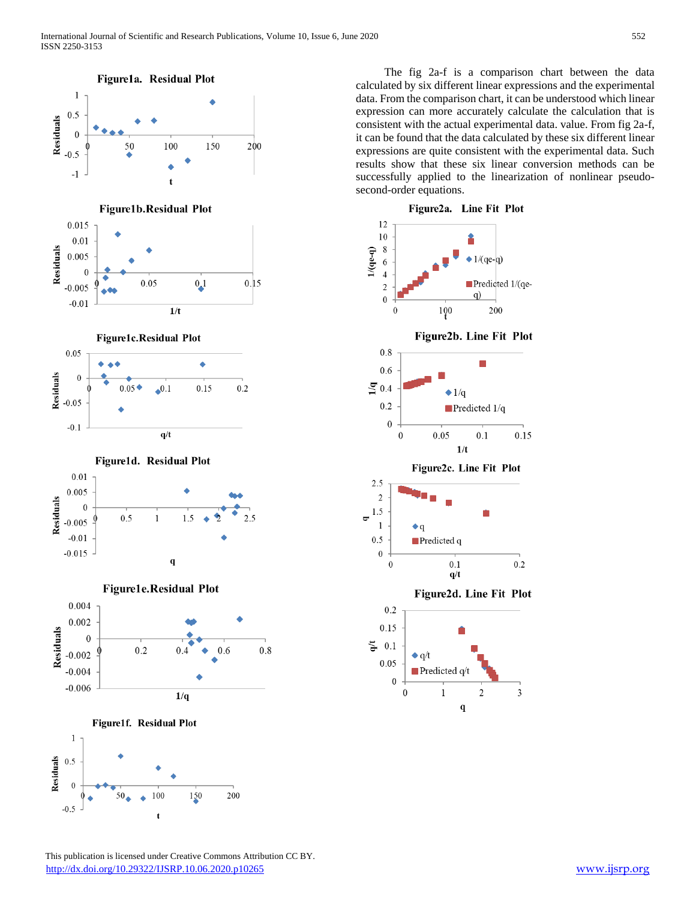Figure1a. Residual Plot

Figure1b.Residual Plot

Figure1c.Residual Plot

Figure1d. Residual Plot

Figure1e.Residual Plot

Figure1f. Residual Plot

The fig 2a-f is a comparison chart between the data calculated by six different linear expressions and the experimental data. From the comparison chart, it can be understood which linear expression can more accurately calculate the calculation that is consistent with the actual experimental data. value. From fig 2a-f, it can be found that the data calculated by these six different linear expressions are quite consistent with the experimental data. Such results show that these six linear conversion methods can be successfully applied to the linearization of nonlinear pseudo-second-order equations.

Figure2a. Line Fit Plot

Figure2b. Line Fit Plot

Figure2c. Line Fit Plot

Figure2d. Line Fit Plot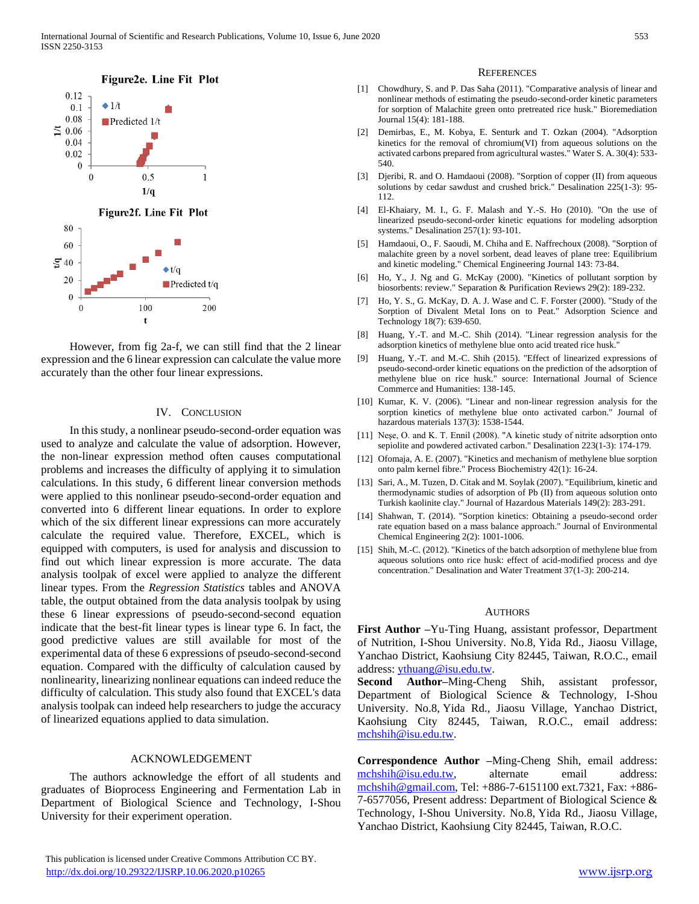Figure2e. Line Fit Plot

Figure2f. Line Fit Plot

However, from fig 2a-f, we can still find that the 2 linear expression and the 6 linear expression can calculate the value more accurately than the other four linear expressions.

## IV. Conclusion

In this study, a nonlinear pseudo-second-order equation was used to analyze and calculate the value of adsorption. However, the non-linear expression method often causes computational problems and increases the difficulty of applying it to simulation calculations. In this study, 6 different linear conversion methods were applied to this nonlinear pseudo-second-order equation and converted into 6 different linear equations. In order to explore which of the six different linear expressions can more accurately calculate the required value. Therefore, EXCEL, which is equipped with computers, is used for analysis and discussion to find out which linear expression is more accurate. The data analysis toolpak of excel were applied to analyze the different linear types. From the *Regression Statistics* tables and ANOVA table, the output obtained from the data analysis toolpak by using these 6 linear expressions of pseudo-second-second equation indicate that the best-fit linear types is linear type 6. In fact, the good predictive values are still available for most of the experimental data of these 6 expressions of pseudo-second-second equation. Compared with the difficulty of calculation caused by nonlinearity, linearizing nonlinear equations can indeed reduce the difficulty of calculation. This study also found that EXCEL's data analysis toolpak can indeed help researchers to judge the accuracy of linearized equations applied to data simulation.

## Acknowledgement

The authors acknowledge the effort of all students and graduates of Bioprocess Engineering and Fermentation Lab in Department of Biological Science and Technology, I-Shou University for their experiment operation.

## References

[1] Chowdhury, S. and P. Das Saha (2011). "Comparative analysis of linear and nonlinear methods of estimating the pseudo-second-order kinetic parameters for sorption of Malachite green onto pretreated rice husk." Bioremediation Journal 15(4): 181-188.

[2] Demirbas, E., M. Kobya, E. Senturk and T. Ozkan (2004). "Adsorption kinetics for the removal of chromium(VI) from aqueous solutions on the activated carbons prepared from agricultural wastes." Water S. A. 30(4): 533-540.

[3] Djeribi, R. and O. Hamdaoui (2008). "Sorption of copper (II) from aqueous solutions by cedar sawdust and crushed brick." Desalination 225(1-3): 95-112.

[4] El-Khaiary, M. I., G. F. Malash and Y.-S. Ho (2010). "On the use of linearized pseudo-second-order kinetic equations for modeling adsorption systems." Desalination 257(1): 93-101.

[5] Hamdaoui, O., F. Saoudi, M. Chiha and E. Naffrechoux (2008). "Sorption of malachite green by a novel sorbent, dead leaves of plane tree: Equilibrium and kinetic modeling." Chemical Engineering Journal 143: 73-84.

[6] Ho, Y., J. Ng and G. McKay (2000). "Kinetics of pollutant sorption by biosorbents: review." Separation & Purification Reviews 29(2): 189-232.

[7] Ho, Y. S., G. McKay, D. A. J. Wase and C. F. Forster (2000). "Study of the Sorption of Divalent Metal Ions on to Peat." Adsorption Science and Technology 18(7): 639-650.

[8] Huang, Y.-T. and M.-C. Shih (2014). "Linear regression analysis for the adsorption kinetics of methylene blue onto acid treated rice husk."

[9] Huang, Y.-T. and M.-C. Shih (2015). "Effect of linearized expressions of pseudo-second-order kinetic equations on the prediction of the adsorption of methylene blue on rice husk." source: International Journal of Science Commerce and Humanities: 138-145.

[10] Kumar, K. V. (2006). "Linear and non-linear regression analysis for the sorption kinetics of methylene blue onto activated carbon." Journal of hazardous materials 137(3): 1538-1544.

[11] Neşe, O. and K. T. Ennil (2008). "A kinetic study of nitrite adsorption onto sepiolite and powdered activated carbon." Desalination 223(1-3): 174-179.

[12] Ofomaja, A. E. (2007). "Kinetics and mechanism of methylene blue sorption onto palm kernel fibre." Process Biochemistry 42(1): 16-24.

[13] Sari, A., M. Tuzen, D. Citak and M. Soylak (2007). "Equilibrium, kinetic and thermodynamic studies of adsorption of Pb (II) from aqueous solution onto Turkish kaolinite clay." Journal of Hazardous Materials 149(2): 283-291.

[14] Shahwan, T. (2014). "Sorption kinetics: Obtaining a pseudo-second order rate equation based on a mass balance approach." Journal of Environmental Chemical Engineering 2(2): 1001-1006.

[15] Shih, M.-C. (2012). "Kinetics of the batch adsorption of methylene blue from aqueous solutions onto rice husk: effect of acid-modified process and dye concentration." Desalination and Water Treatment 37(1-3): 200-214.

## Authors

**First Author** –Yu-Ting Huang, assistant professor, Department of Nutrition, I-Shou University. No.8, Yida Rd., Jiaosu Village, Yanchao District, Kaohsiung City 82445, Taiwan, R.O.C., email address: ythuang@isu.edu.tw.

**Second Author**–Ming-Cheng Shih, assistant professor, Department of Biological Science & Technology, I-Shou University. No.8, Yida Rd., Jiaosu Village, Yanchao District, Kaohsiung City 82445, Taiwan, R.O.C., email address: mchshih@isu.edu.tw.

**Correspondence Author** –Ming-Cheng Shih, email address: mchshih@isu.edu.tw, alternate email address: mchshih@gmail.com, Tel: +886-7-6151100 ext.7321, Fax: +886-7-6577056, Present address: Department of Biological Science & Technology, I-Shou University. No.8, Yida Rd., Jiaosu Village, Yanchao District, Kaohsiung City 82445, Taiwan, R.O.C.